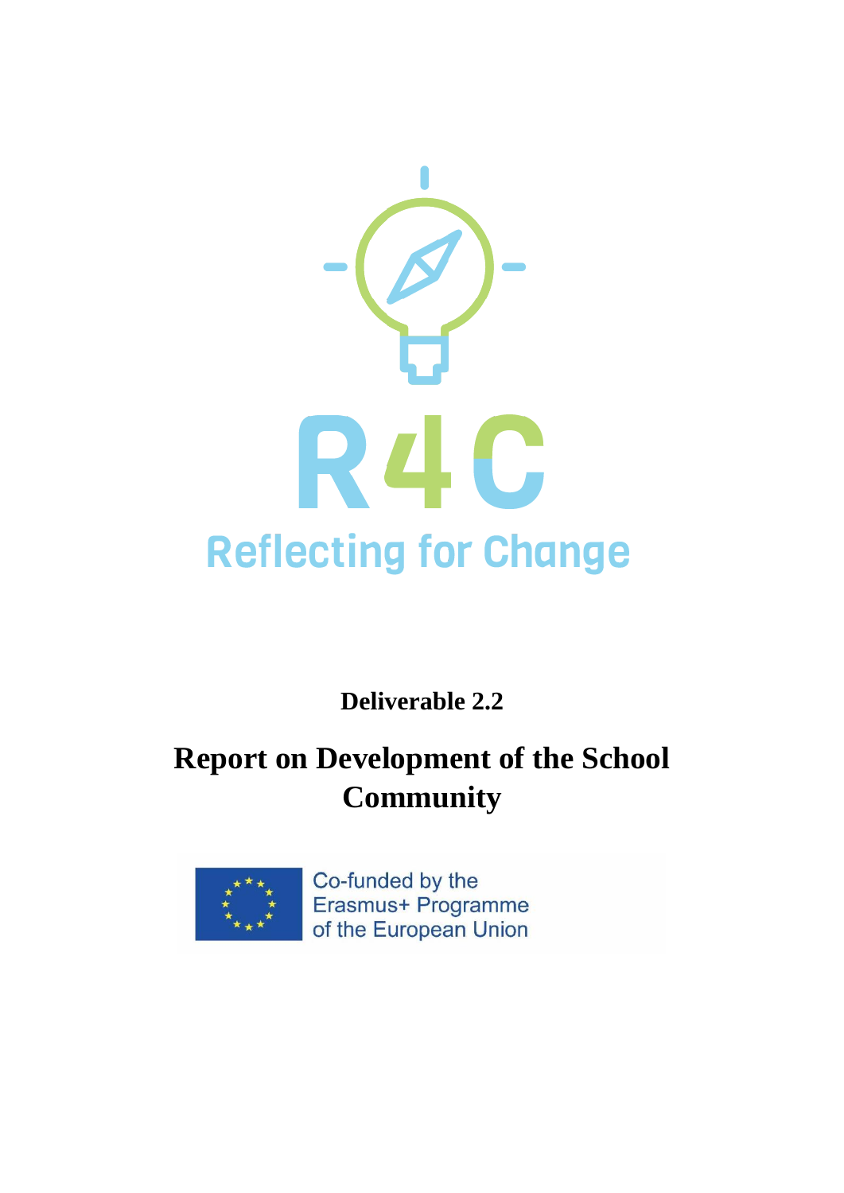R4C

Reflecting for Change

**Deliverable 2.2**

# Report on Development of the School Community

Co-funded by the Erasmus+ Programme of the European Union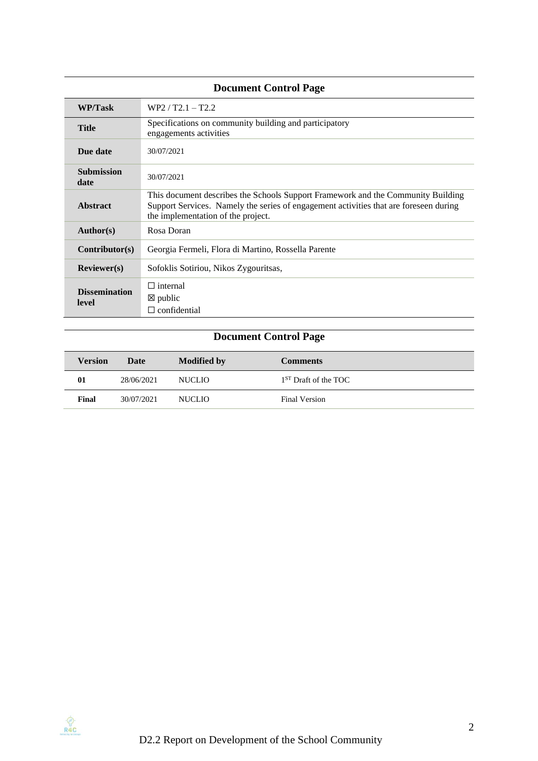## Document Control Page

| | |
|---|---|
| **WP/Task** | WP2 / T2.1 – T2.2 |
| **Title** | Specifications on community building and participatory engagements activities |
| **Due date** | 30/07/2021 |
| **Submission date** | 30/07/2021 |
| **Abstract** | This document describes the Schools Support Framework and the Community Building Support Services. Namely the series of engagement activities that are foreseen during the implementation of the project. |
| **Author(s)** | Rosa Doran |
| **Contributor(s)** | Georgia Fermeli, Flora di Martino, Rossella Parente |
| **Reviewer(s)** | Sofoklis Sotiriou, Nikos Zygouritsas, |
| **Dissemination level** | ☐ internal<br>☒ public<br>☐ confidential |

## Document Control Page

| Version | Date | Modified by | Comments |
|---|---|---|---|
| **01** | 28/06/2021 | NUCLIO | 1ST Draft of the TOC |
| **Final** | 30/07/2021 | NUCLIO | Final Version |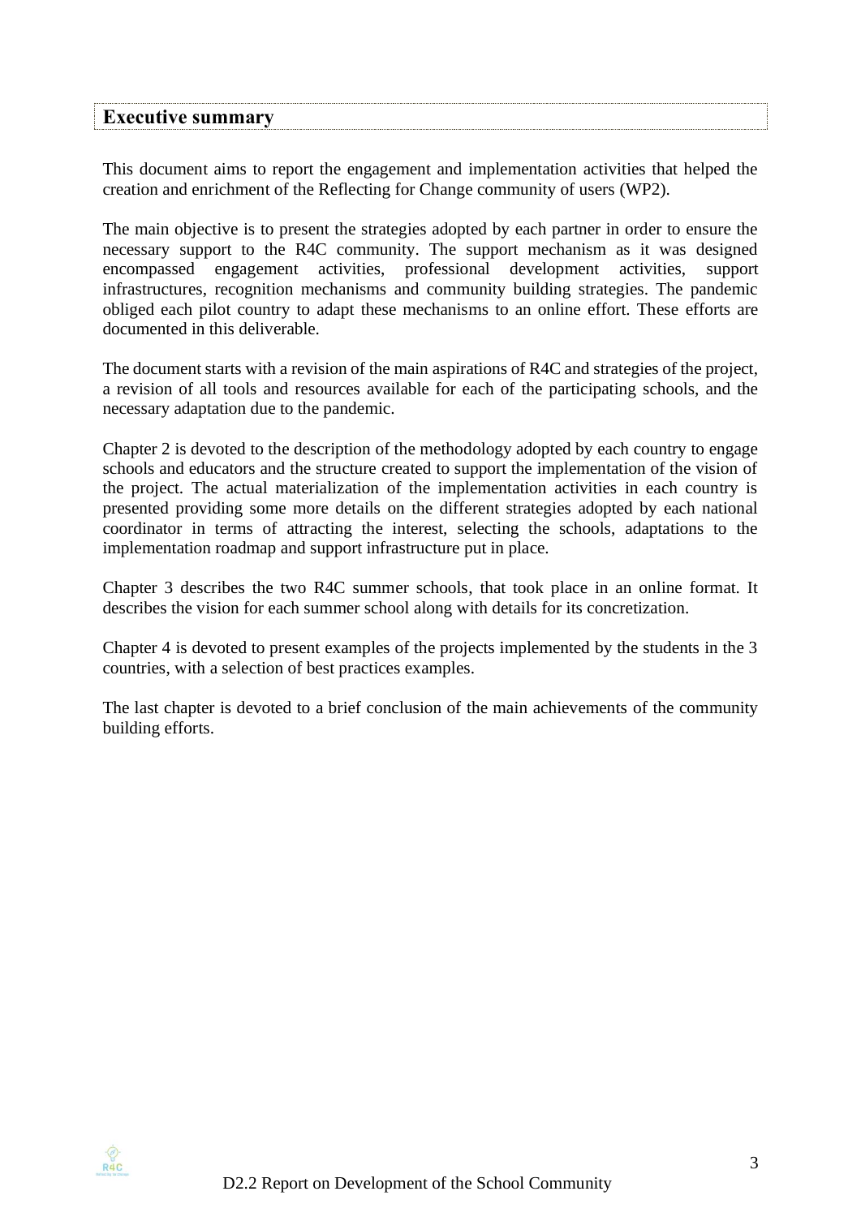## Executive summary

This document aims to report the engagement and implementation activities that helped the creation and enrichment of the Reflecting for Change community of users (WP2).

The main objective is to present the strategies adopted by each partner in order to ensure the necessary support to the R4C community. The support mechanism as it was designed encompassed engagement activities, professional development activities, support infrastructures, recognition mechanisms and community building strategies. The pandemic obliged each pilot country to adapt these mechanisms to an online effort. These efforts are documented in this deliverable.

The document starts with a revision of the main aspirations of R4C and strategies of the project, a revision of all tools and resources available for each of the participating schools, and the necessary adaptation due to the pandemic.

Chapter 2 is devoted to the description of the methodology adopted by each country to engage schools and educators and the structure created to support the implementation of the vision of the project. The actual materialization of the implementation activities in each country is presented providing some more details on the different strategies adopted by each national coordinator in terms of attracting the interest, selecting the schools, adaptations to the implementation roadmap and support infrastructure put in place.

Chapter 3 describes the two R4C summer schools, that took place in an online format. It describes the vision for each summer school along with details for its concretization.

Chapter 4 is devoted to present examples of the projects implemented by the students in the 3 countries, with a selection of best practices examples.

The last chapter is devoted to a brief conclusion of the main achievements of the community building efforts.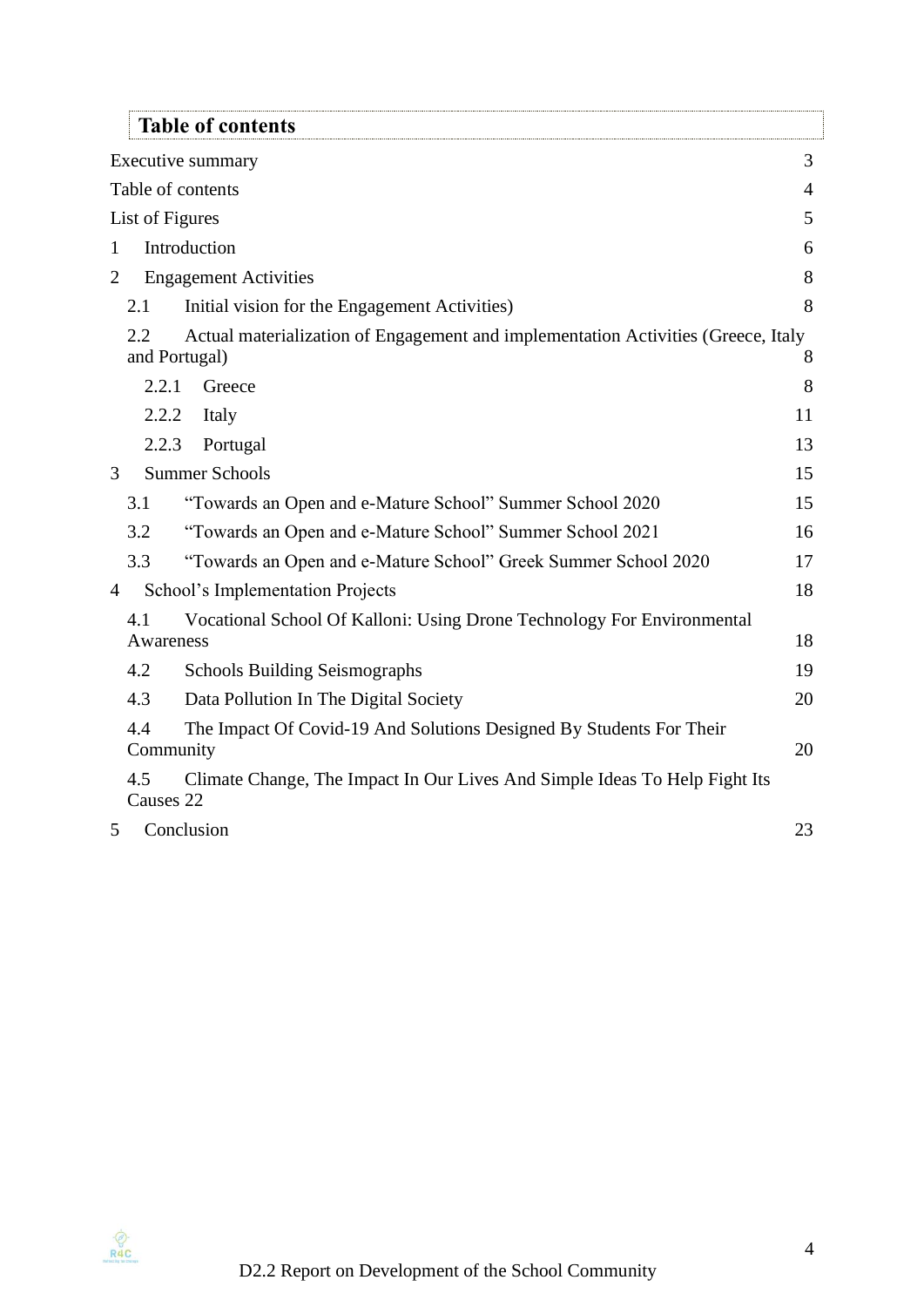# Table of contents

Executive summary 3

Table of contents 4

List of Figures 5

1 Introduction 6

2 Engagement Activities 8

2.1 Initial vision for the Engagement Activities) 8

2.2 Actual materialization of Engagement and implementation Activities (Greece, Italy and Portugal) 8

2.2.1 Greece 8

2.2.2 Italy 11

2.2.3 Portugal 13

3 Summer Schools 15

3.1 "Towards an Open and e-Mature School" Summer School 2020 15

3.2 "Towards an Open and e-Mature School" Summer School 2021 16

3.3 "Towards an Open and e-Mature School" Greek Summer School 2020 17

4 School's Implementation Projects 18

4.1 Vocational School Of Kalloni: Using Drone Technology For Environmental Awareness 18

4.2 Schools Building Seismographs 19

4.3 Data Pollution In The Digital Society 20

4.4 The Impact Of Covid-19 And Solutions Designed By Students For Their Community 20

4.5 Climate Change, The Impact In Our Lives And Simple Ideas To Help Fight Its Causes 22

5 Conclusion 23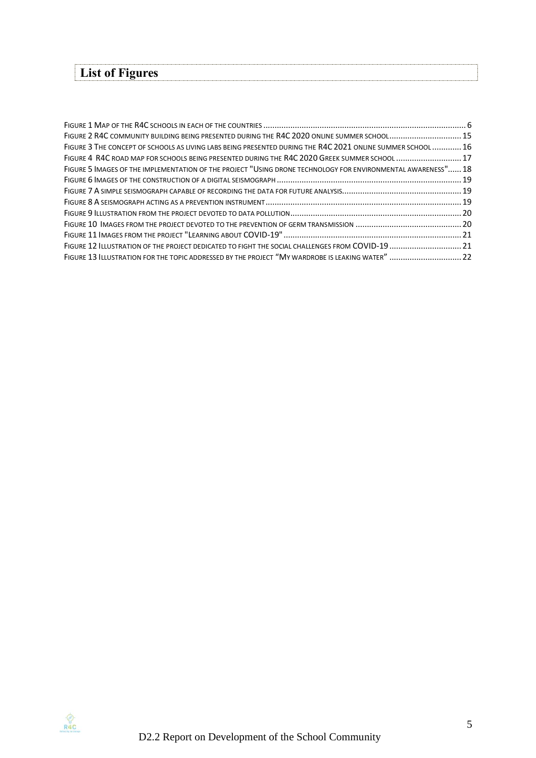# List of Figures

Figure 1 Map of the R4C schools in each of the countries ........................................................................................... 6
Figure 2 R4C community building being presented during the R4C 2020 online summer school................................ 15
Figure 3 The concept of schools as living labs being presented during the R4C 2021 online summer school ............. 16
Figure 4 R4C road map for schools being presented during the R4C 2020 Greek summer school ............................. 17
Figure 5 Images of the implementation of the project "Using drone technology for environmental awareness"...... 18
Figure 6 Images of the construction of a digital seismograph ................................................................................. 19
Figure 7 A simple seismograph capable of recording the data for future analysis.................................................... 19
Figure 8 A seismograph acting as a prevention instrument ...................................................................................... 19
Figure 9 Illustration from the project devoted to data pollution............................................................................ 20
Figure 10 Images from the project devoted to the prevention of germ transmission ............................................... 20
Figure 11 Images from the project "Learning about COVID-19"............................................................................... 21
Figure 12 Illustration of the project dedicated to fight the social challenges from COVID-19 ................................ 21
Figure 13 Illustration for the topic addressed by the project "My wardrobe is leaking water" ................................ 22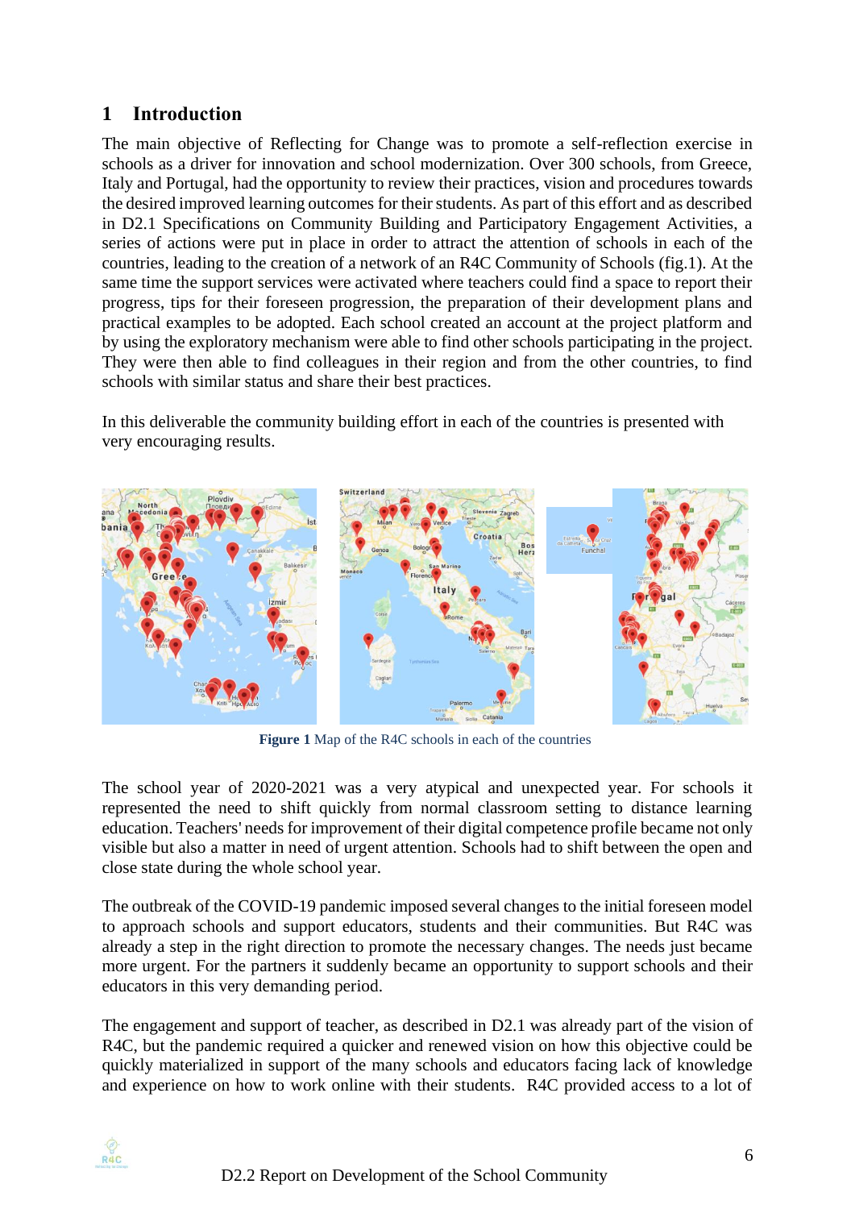# 1 Introduction

The main objective of Reflecting for Change was to promote a self-reflection exercise in schools as a driver for innovation and school modernization. Over 300 schools, from Greece, Italy and Portugal, had the opportunity to review their practices, vision and procedures towards the desired improved learning outcomes for their students. As part of this effort and as described in D2.1 Specifications on Community Building and Participatory Engagement Activities, a series of actions were put in place in order to attract the attention of schools in each of the countries, leading to the creation of a network of an R4C Community of Schools (fig.1). At the same time the support services were activated where teachers could find a space to report their progress, tips for their foreseen progression, the preparation of their development plans and practical examples to be adopted. Each school created an account at the project platform and by using the exploratory mechanism were able to find other schools participating in the project. They were then able to find colleagues in their region and from the other countries, to find schools with similar status and share their best practices.

In this deliverable the community building effort in each of the countries is presented with very encouraging results.

**Figure 1** Map of the R4C schools in each of the countries

The school year of 2020-2021 was a very atypical and unexpected year. For schools it represented the need to shift quickly from normal classroom setting to distance learning education. Teachers' needs for improvement of their digital competence profile became not only visible but also a matter in need of urgent attention. Schools had to shift between the open and close state during the whole school year.

The outbreak of the COVID-19 pandemic imposed several changes to the initial foreseen model to approach schools and support educators, students and their communities. But R4C was already a step in the right direction to promote the necessary changes. The needs just became more urgent. For the partners it suddenly became an opportunity to support schools and their educators in this very demanding period.

The engagement and support of teacher, as described in D2.1 was already part of the vision of R4C, but the pandemic required a quicker and renewed vision on how this objective could be quickly materialized in support of the many schools and educators facing lack of knowledge and experience on how to work online with their students. R4C provided access to a lot of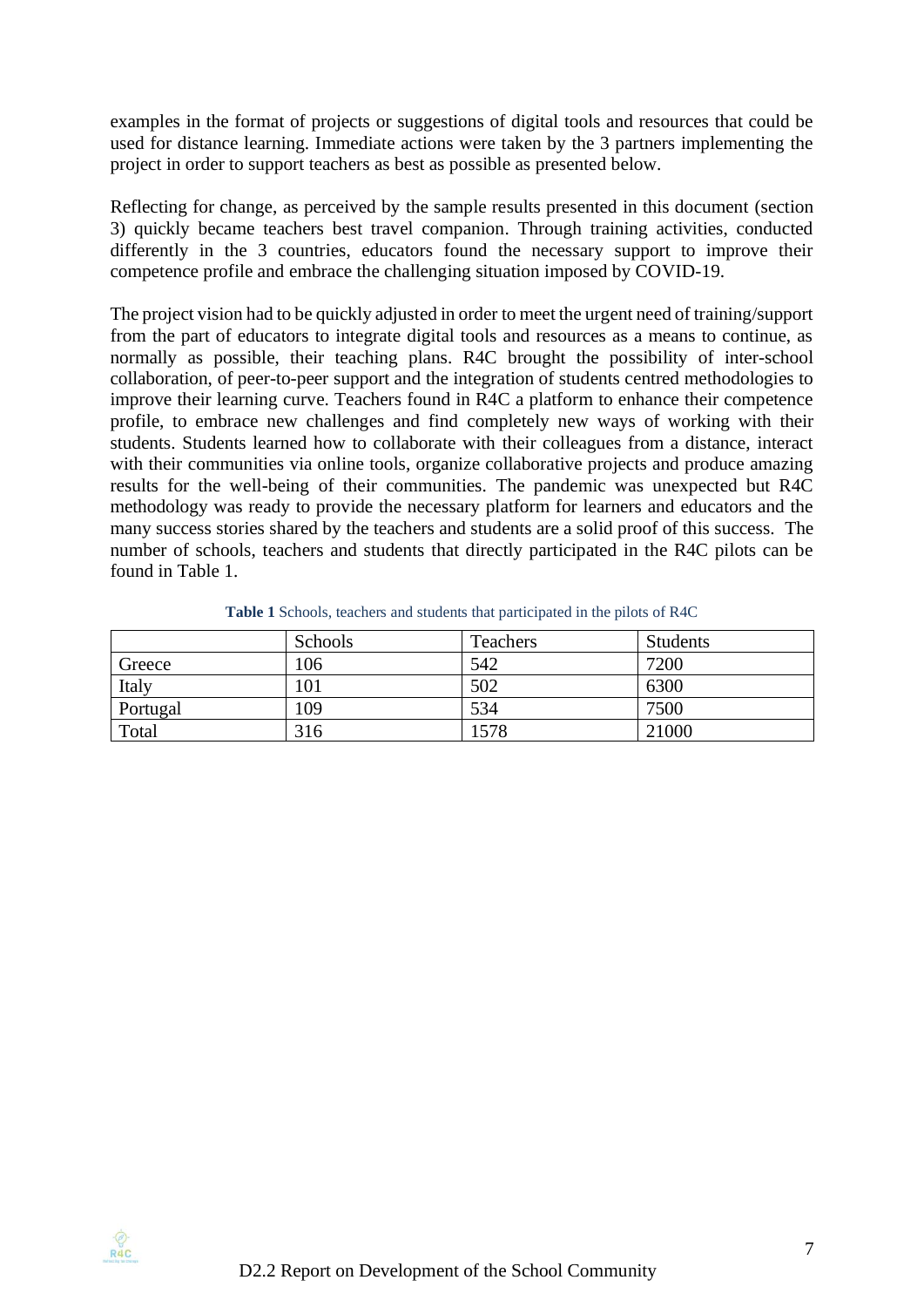examples in the format of projects or suggestions of digital tools and resources that could be used for distance learning. Immediate actions were taken by the 3 partners implementing the project in order to support teachers as best as possible as presented below.

Reflecting for change, as perceived by the sample results presented in this document (section 3) quickly became teachers best travel companion. Through training activities, conducted differently in the 3 countries, educators found the necessary support to improve their competence profile and embrace the challenging situation imposed by COVID-19.

The project vision had to be quickly adjusted in order to meet the urgent need of training/support from the part of educators to integrate digital tools and resources as a means to continue, as normally as possible, their teaching plans. R4C brought the possibility of inter-school collaboration, of peer-to-peer support and the integration of students centred methodologies to improve their learning curve. Teachers found in R4C a platform to enhance their competence profile, to embrace new challenges and find completely new ways of working with their students. Students learned how to collaborate with their colleagues from a distance, interact with their communities via online tools, organize collaborative projects and produce amazing results for the well-being of their communities. The pandemic was unexpected but R4C methodology was ready to provide the necessary platform for learners and educators and the many success stories shared by the teachers and students are a solid proof of this success. The number of schools, teachers and students that directly participated in the R4C pilots can be found in Table 1.

**Table 1** Schools, teachers and students that participated in the pilots of R4C

| | Schools | Teachers | Students |
|---|---|---|---|
| Greece | 106 | 542 | 7200 |
| Italy | 101 | 502 | 6300 |
| Portugal | 109 | 534 | 7500 |
| Total | 316 | 1578 | 21000 |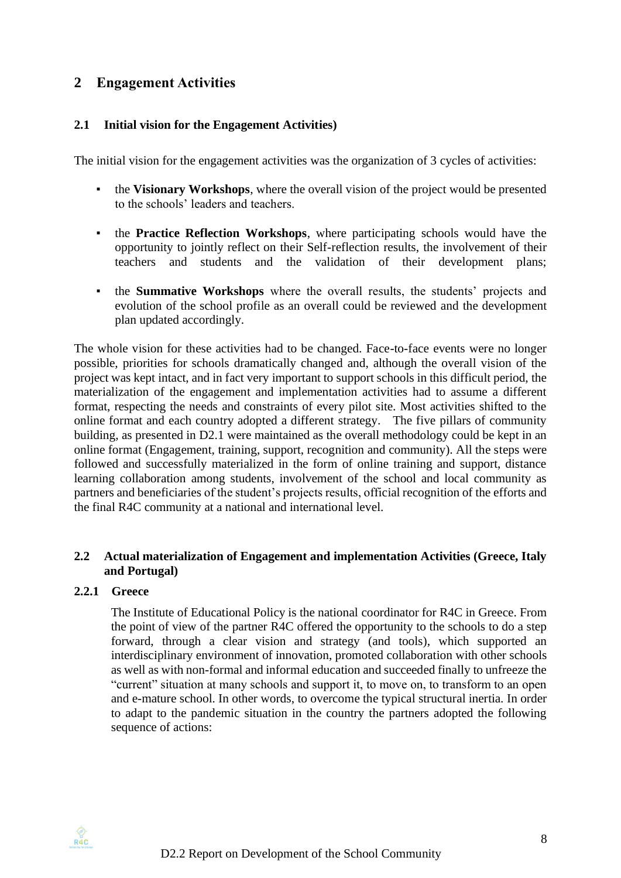# 2 Engagement Activities

## 2.1 Initial vision for the Engagement Activities)

The initial vision for the engagement activities was the organization of 3 cycles of activities:

- the **Visionary Workshops**, where the overall vision of the project would be presented to the schools' leaders and teachers.
- the **Practice Reflection Workshops**, where participating schools would have the opportunity to jointly reflect on their Self-reflection results, the involvement of their teachers and students and the validation of their development plans;
- the **Summative Workshops** where the overall results, the students' projects and evolution of the school profile as an overall could be reviewed and the development plan updated accordingly.

The whole vision for these activities had to be changed. Face-to-face events were no longer possible, priorities for schools dramatically changed and, although the overall vision of the project was kept intact, and in fact very important to support schools in this difficult period, the materialization of the engagement and implementation activities had to assume a different format, respecting the needs and constraints of every pilot site. Most activities shifted to the online format and each country adopted a different strategy. The five pillars of community building, as presented in D2.1 were maintained as the overall methodology could be kept in an online format (Engagement, training, support, recognition and community). All the steps were followed and successfully materialized in the form of online training and support, distance learning collaboration among students, involvement of the school and local community as partners and beneficiaries of the student's projects results, official recognition of the efforts and the final R4C community at a national and international level.

## 2.2 Actual materialization of Engagement and implementation Activities (Greece, Italy and Portugal)

### 2.2.1 Greece

The Institute of Educational Policy is the national coordinator for R4C in Greece. From the point of view of the partner R4C offered the opportunity to the schools to do a step forward, through a clear vision and strategy (and tools), which supported an interdisciplinary environment of innovation, promoted collaboration with other schools as well as with non-formal and informal education and succeeded finally to unfreeze the "current" situation at many schools and support it, to move on, to transform to an open and e-mature school. In other words, to overcome the typical structural inertia. In order to adapt to the pandemic situation in the country the partners adopted the following sequence of actions: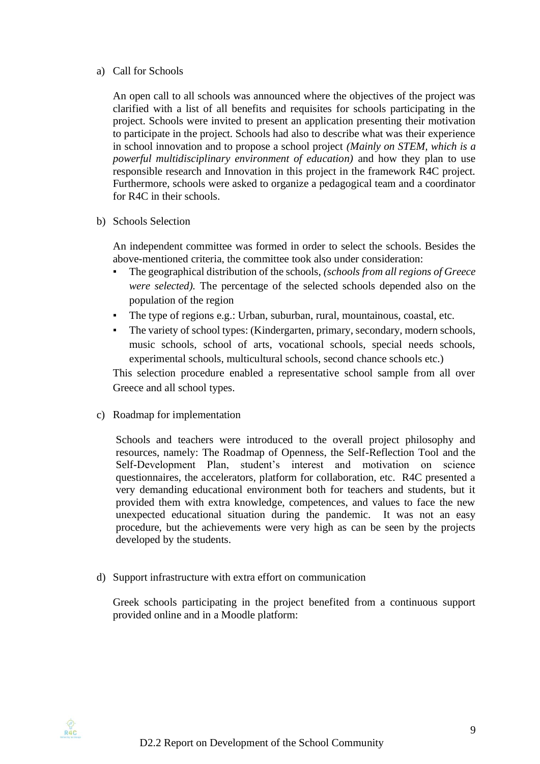a) Call for Schools

An open call to all schools was announced where the objectives of the project was clarified with a list of all benefits and requisites for schools participating in the project. Schools were invited to present an application presenting their motivation to participate in the project. Schools had also to describe what was their experience in school innovation and to propose a school project *(Mainly on STEM, which is a powerful multidisciplinary environment of education)* and how they plan to use responsible research and Innovation in this project in the framework R4C project. Furthermore, schools were asked to organize a pedagogical team and a coordinator for R4C in their schools.

b) Schools Selection

An independent committee was formed in order to select the schools. Besides the above-mentioned criteria, the committee took also under consideration:

- The geographical distribution of the schools, *(schools from all regions of Greece were selected).* The percentage of the selected schools depended also on the population of the region
- The type of regions e.g.: Urban, suburban, rural, mountainous, coastal, etc.
- The variety of school types: (Kindergarten, primary, secondary, modern schools, music schools, school of arts, vocational schools, special needs schools, experimental schools, multicultural schools, second chance schools etc.)

This selection procedure enabled a representative school sample from all over Greece and all school types.

c) Roadmap for implementation

Schools and teachers were introduced to the overall project philosophy and resources, namely: The Roadmap of Openness, the Self-Reflection Tool and the Self-Development Plan, student's interest and motivation on science questionnaires, the accelerators, platform for collaboration, etc. R4C presented a very demanding educational environment both for teachers and students, but it provided them with extra knowledge, competences, and values to face the new unexpected educational situation during the pandemic. It was not an easy procedure, but the achievements were very high as can be seen by the projects developed by the students.

d) Support infrastructure with extra effort on communication

Greek schools participating in the project benefited from a continuous support provided online and in a Moodle platform: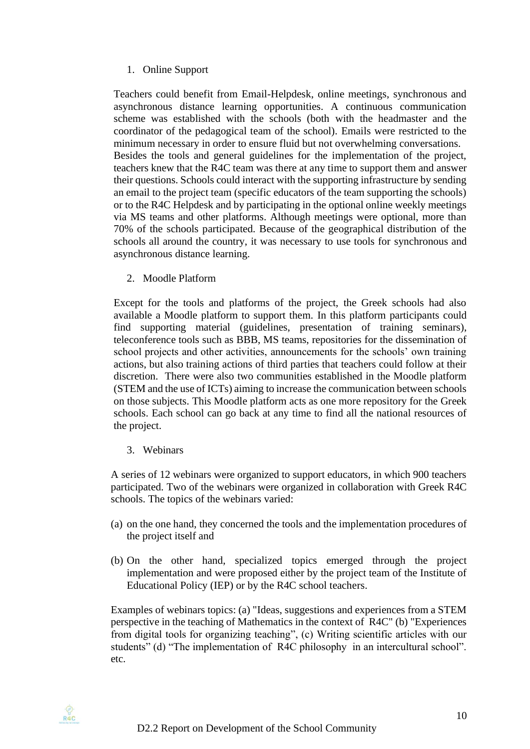1. Online Support

Teachers could benefit from Email-Helpdesk, online meetings, synchronous and asynchronous distance learning opportunities. A continuous communication scheme was established with the schools (both with the headmaster and the coordinator of the pedagogical team of the school). Emails were restricted to the minimum necessary in order to ensure fluid but not overwhelming conversations. Besides the tools and general guidelines for the implementation of the project, teachers knew that the R4C team was there at any time to support them and answer their questions. Schools could interact with the supporting infrastructure by sending an email to the project team (specific educators of the team supporting the schools) or to the R4C Helpdesk and by participating in the optional online weekly meetings via MS teams and other platforms. Although meetings were optional, more than 70% of the schools participated. Because of the geographical distribution of the schools all around the country, it was necessary to use tools for synchronous and asynchronous distance learning.

2. Moodle Platform

Except for the tools and platforms of the project, the Greek schools had also available a Moodle platform to support them. In this platform participants could find supporting material (guidelines, presentation of training seminars), teleconference tools such as BBB, MS teams, repositories for the dissemination of school projects and other activities, announcements for the schools' own training actions, but also training actions of third parties that teachers could follow at their discretion. There were also two communities established in the Moodle platform (STEM and the use of ICTs) aiming to increase the communication between schools on those subjects. This Moodle platform acts as one more repository for the Greek schools. Each school can go back at any time to find all the national resources of the project.

3. Webinars

A series of 12 webinars were organized to support educators, in which 900 teachers participated. Two of the webinars were organized in collaboration with Greek R4C schools. The topics of the webinars varied:

(a) on the one hand, they concerned the tools and the implementation procedures of the project itself and

(b) On the other hand, specialized topics emerged through the project implementation and were proposed either by the project team of the Institute of Educational Policy (IEP) or by the R4C school teachers.

Examples of webinars topics: (a) "Ideas, suggestions and experiences from a STEM perspective in the teaching of Mathematics in the context of R4C" (b) "Experiences from digital tools for organizing teaching", (c) Writing scientific articles with our students" (d) "The implementation of R4C philosophy in an intercultural school". etc.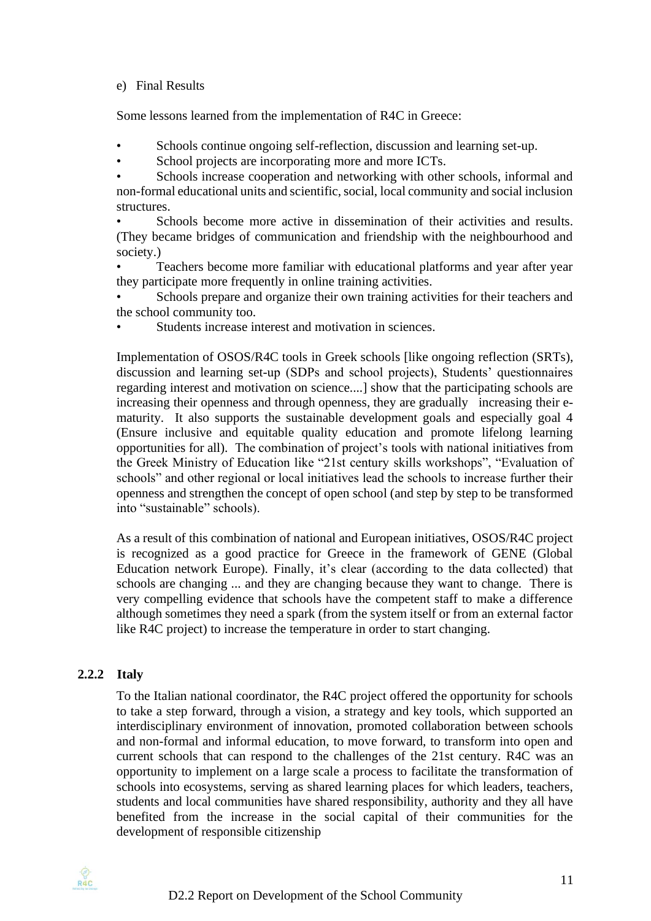e) Final Results

Some lessons learned from the implementation of R4C in Greece:

- Schools continue ongoing self-reflection, discussion and learning set-up.
- School projects are incorporating more and more ICTs.
- Schools increase cooperation and networking with other schools, informal and non-formal educational units and scientific, social, local community and social inclusion structures.
- Schools become more active in dissemination of their activities and results. (They became bridges of communication and friendship with the neighbourhood and society.)
- Teachers become more familiar with educational platforms and year after year they participate more frequently in online training activities.
- Schools prepare and organize their own training activities for their teachers and the school community too.
- Students increase interest and motivation in sciences.

Implementation of OSOS/R4C tools in Greek schools [like ongoing reflection (SRTs), discussion and learning set-up (SDPs and school projects), Students' questionnaires regarding interest and motivation on science....] show that the participating schools are increasing their openness and through openness, they are gradually increasing their e-maturity. It also supports the sustainable development goals and especially goal 4 (Ensure inclusive and equitable quality education and promote lifelong learning opportunities for all). The combination of project's tools with national initiatives from the Greek Ministry of Education like "21st century skills workshops", "Evaluation of schools" and other regional or local initiatives lead the schools to increase further their openness and strengthen the concept of open school (and step by step to be transformed into "sustainable" schools).

As a result of this combination of national and European initiatives, OSOS/R4C project is recognized as a good practice for Greece in the framework of GENE (Global Education network Europe). Finally, it's clear (according to the data collected) that schools are changing ... and they are changing because they want to change. There is very compelling evidence that schools have the competent staff to make a difference although sometimes they need a spark (from the system itself or from an external factor like R4C project) to increase the temperature in order to start changing.

### 2.2.2 Italy

To the Italian national coordinator, the R4C project offered the opportunity for schools to take a step forward, through a vision, a strategy and key tools, which supported an interdisciplinary environment of innovation, promoted collaboration between schools and non-formal and informal education, to move forward, to transform into open and current schools that can respond to the challenges of the 21st century. R4C was an opportunity to implement on a large scale a process to facilitate the transformation of schools into ecosystems, serving as shared learning places for which leaders, teachers, students and local communities have shared responsibility, authority and they all have benefited from the increase in the social capital of their communities for the development of responsible citizenship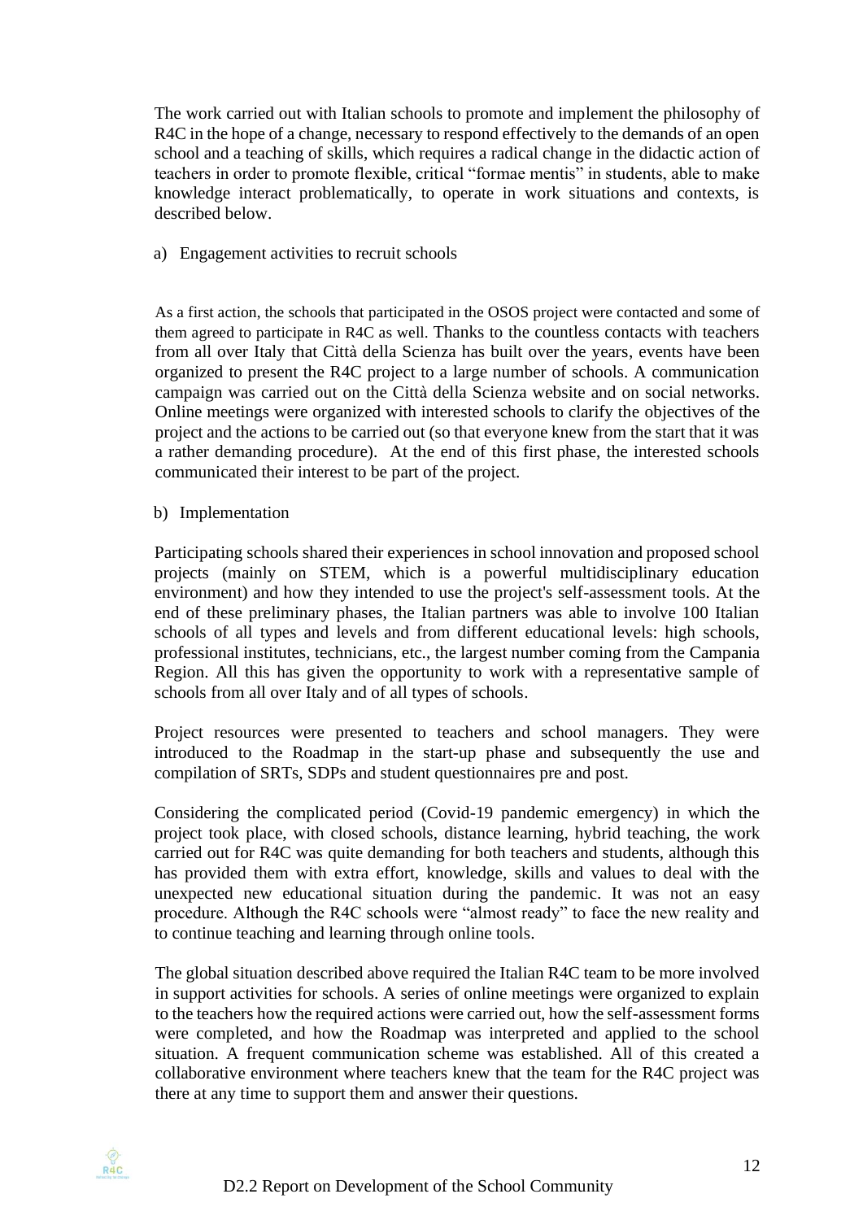The work carried out with Italian schools to promote and implement the philosophy of R4C in the hope of a change, necessary to respond effectively to the demands of an open school and a teaching of skills, which requires a radical change in the didactic action of teachers in order to promote flexible, critical "formae mentis" in students, able to make knowledge interact problematically, to operate in work situations and contexts, is described below.

a) Engagement activities to recruit schools

As a first action, the schools that participated in the OSOS project were contacted and some of them agreed to participate in R4C as well. Thanks to the countless contacts with teachers from all over Italy that Città della Scienza has built over the years, events have been organized to present the R4C project to a large number of schools. A communication campaign was carried out on the Città della Scienza website and on social networks. Online meetings were organized with interested schools to clarify the objectives of the project and the actions to be carried out (so that everyone knew from the start that it was a rather demanding procedure). At the end of this first phase, the interested schools communicated their interest to be part of the project.

b) Implementation

Participating schools shared their experiences in school innovation and proposed school projects (mainly on STEM, which is a powerful multidisciplinary education environment) and how they intended to use the project's self-assessment tools. At the end of these preliminary phases, the Italian partners was able to involve 100 Italian schools of all types and levels and from different educational levels: high schools, professional institutes, technicians, etc., the largest number coming from the Campania Region. All this has given the opportunity to work with a representative sample of schools from all over Italy and of all types of schools.

Project resources were presented to teachers and school managers. They were introduced to the Roadmap in the start-up phase and subsequently the use and compilation of SRTs, SDPs and student questionnaires pre and post.

Considering the complicated period (Covid-19 pandemic emergency) in which the project took place, with closed schools, distance learning, hybrid teaching, the work carried out for R4C was quite demanding for both teachers and students, although this has provided them with extra effort, knowledge, skills and values to deal with the unexpected new educational situation during the pandemic. It was not an easy procedure. Although the R4C schools were "almost ready" to face the new reality and to continue teaching and learning through online tools.

The global situation described above required the Italian R4C team to be more involved in support activities for schools. A series of online meetings were organized to explain to the teachers how the required actions were carried out, how the self-assessment forms were completed, and how the Roadmap was interpreted and applied to the school situation. A frequent communication scheme was established. All of this created a collaborative environment where teachers knew that the team for the R4C project was there at any time to support them and answer their questions.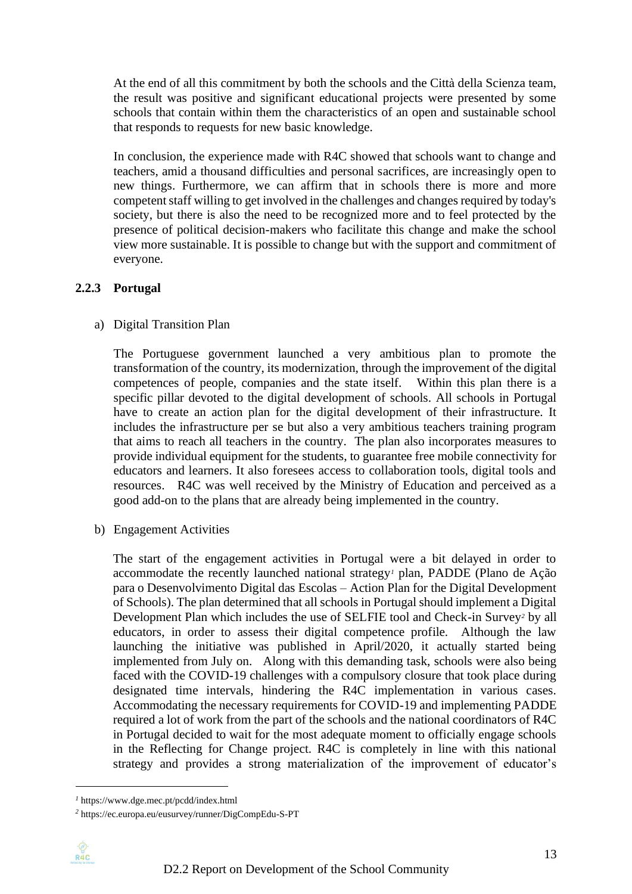At the end of all this commitment by both the schools and the Città della Scienza team, the result was positive and significant educational projects were presented by some schools that contain within them the characteristics of an open and sustainable school that responds to requests for new basic knowledge.

In conclusion, the experience made with R4C showed that schools want to change and teachers, amid a thousand difficulties and personal sacrifices, are increasingly open to new things. Furthermore, we can affirm that in schools there is more and more competent staff willing to get involved in the challenges and changes required by today's society, but there is also the need to be recognized more and to feel protected by the presence of political decision-makers who facilitate this change and make the school view more sustainable. It is possible to change but with the support and commitment of everyone.

### 2.2.3 Portugal

a) Digital Transition Plan

The Portuguese government launched a very ambitious plan to promote the transformation of the country, its modernization, through the improvement of the digital competences of people, companies and the state itself. Within this plan there is a specific pillar devoted to the digital development of schools. All schools in Portugal have to create an action plan for the digital development of their infrastructure. It includes the infrastructure per se but also a very ambitious teachers training program that aims to reach all teachers in the country. The plan also incorporates measures to provide individual equipment for the students, to guarantee free mobile connectivity for educators and learners. It also foresees access to collaboration tools, digital tools and resources. R4C was well received by the Ministry of Education and perceived as a good add-on to the plans that are already being implemented in the country.

b) Engagement Activities

The start of the engagement activities in Portugal were a bit delayed in order to accommodate the recently launched national strategy[1] plan, PADDE (Plano de Ação para o Desenvolvimento Digital das Escolas – Action Plan for the Digital Development of Schools). The plan determined that all schools in Portugal should implement a Digital Development Plan which includes the use of SELFIE tool and Check-in Survey[2] by all educators, in order to assess their digital competence profile. Although the law launching the initiative was published in April/2020, it actually started being implemented from July on. Along with this demanding task, schools were also being faced with the COVID-19 challenges with a compulsory closure that took place during designated time intervals, hindering the R4C implementation in various cases. Accommodating the necessary requirements for COVID-19 and implementing PADDE required a lot of work from the part of the schools and the national coordinators of R4C in Portugal decided to wait for the most adequate moment to officially engage schools in the Reflecting for Change project. R4C is completely in line with this national strategy and provides a strong materialization of the improvement of educator's

[1] https://www.dge.mec.pt/pcdd/index.html

[2] https://ec.europa.eu/eusurvey/runner/DigCompEdu-S-PT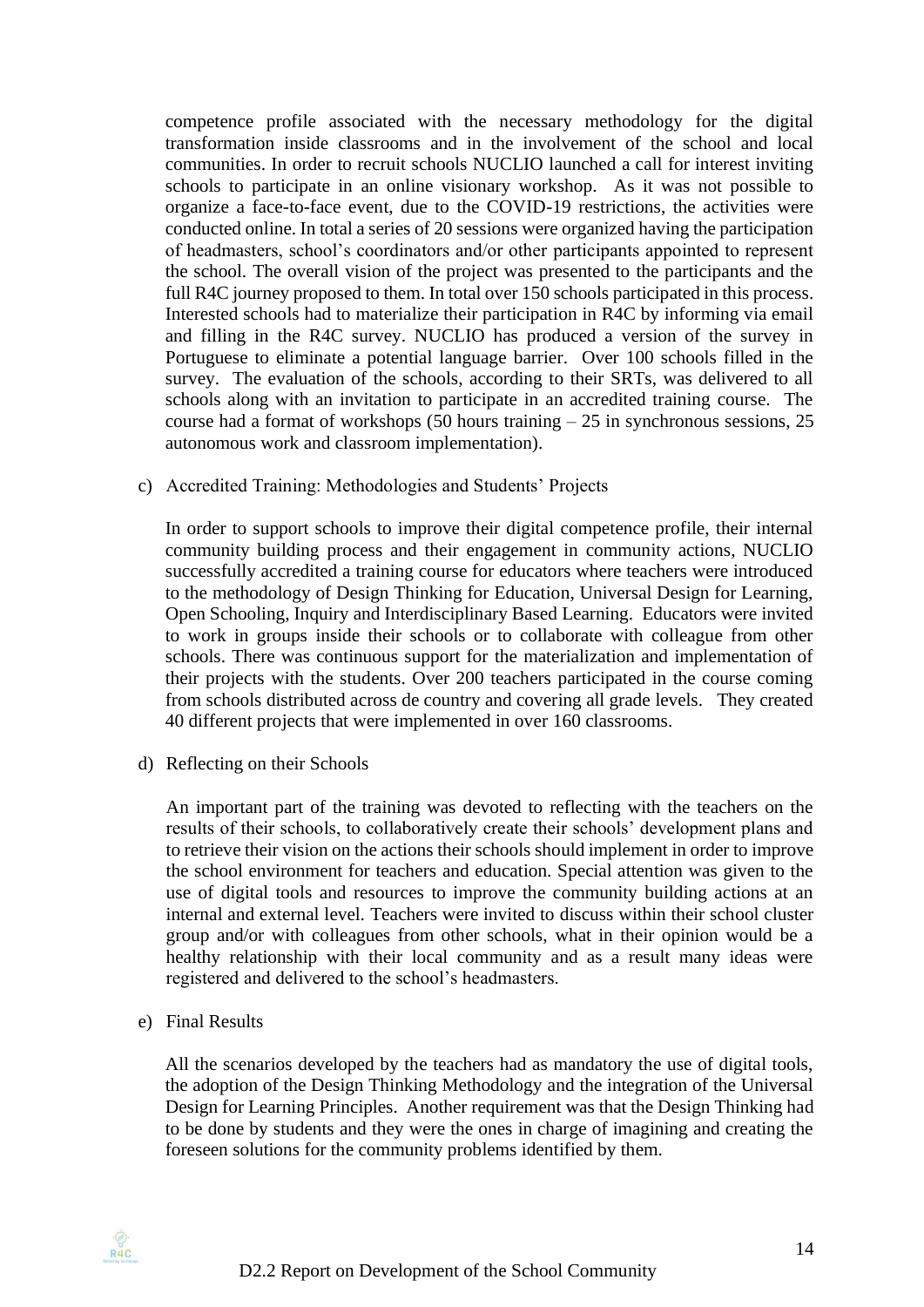competence profile associated with the necessary methodology for the digital transformation inside classrooms and in the involvement of the school and local communities. In order to recruit schools NUCLIO launched a call for interest inviting schools to participate in an online visionary workshop. As it was not possible to organize a face-to-face event, due to the COVID-19 restrictions, the activities were conducted online. In total a series of 20 sessions were organized having the participation of headmasters, school's coordinators and/or other participants appointed to represent the school. The overall vision of the project was presented to the participants and the full R4C journey proposed to them. In total over 150 schools participated in this process. Interested schools had to materialize their participation in R4C by informing via email and filling in the R4C survey. NUCLIO has produced a version of the survey in Portuguese to eliminate a potential language barrier. Over 100 schools filled in the survey. The evaluation of the schools, according to their SRTs, was delivered to all schools along with an invitation to participate in an accredited training course. The course had a format of workshops (50 hours training – 25 in synchronous sessions, 25 autonomous work and classroom implementation).

c) Accredited Training: Methodologies and Students' Projects

In order to support schools to improve their digital competence profile, their internal community building process and their engagement in community actions, NUCLIO successfully accredited a training course for educators where teachers were introduced to the methodology of Design Thinking for Education, Universal Design for Learning, Open Schooling, Inquiry and Interdisciplinary Based Learning. Educators were invited to work in groups inside their schools or to collaborate with colleague from other schools. There was continuous support for the materialization and implementation of their projects with the students. Over 200 teachers participated in the course coming from schools distributed across de country and covering all grade levels. They created 40 different projects that were implemented in over 160 classrooms.

d) Reflecting on their Schools

An important part of the training was devoted to reflecting with the teachers on the results of their schools, to collaboratively create their schools' development plans and to retrieve their vision on the actions their schools should implement in order to improve the school environment for teachers and education. Special attention was given to the use of digital tools and resources to improve the community building actions at an internal and external level. Teachers were invited to discuss within their school cluster group and/or with colleagues from other schools, what in their opinion would be a healthy relationship with their local community and as a result many ideas were registered and delivered to the school's headmasters.

e) Final Results

All the scenarios developed by the teachers had as mandatory the use of digital tools, the adoption of the Design Thinking Methodology and the integration of the Universal Design for Learning Principles. Another requirement was that the Design Thinking had to be done by students and they were the ones in charge of imagining and creating the foreseen solutions for the community problems identified by them.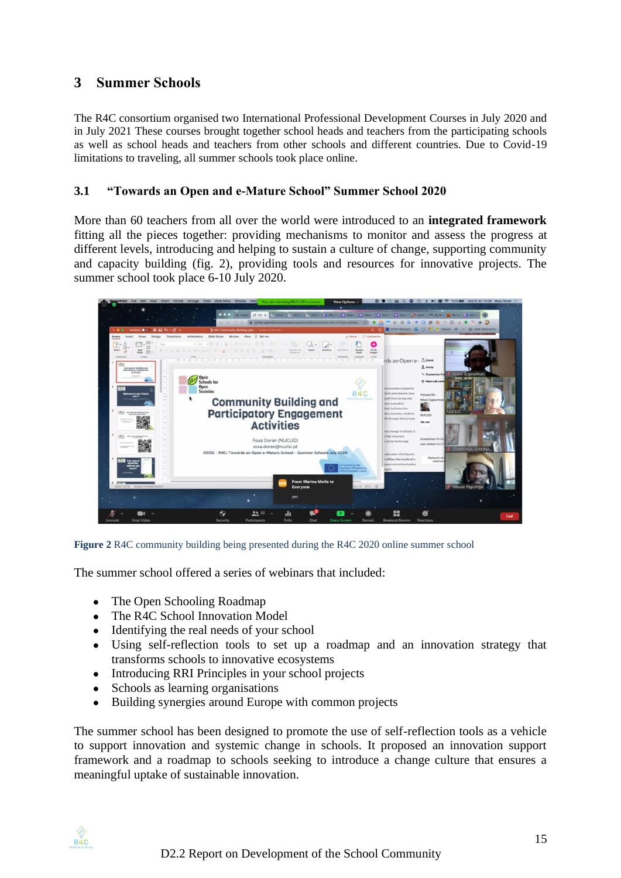# 3 Summer Schools

The R4C consortium organised two International Professional Development Courses in July 2020 and in July 2021 These courses brought together school heads and teachers from the participating schools as well as school heads and teachers from other schools and different countries. Due to Covid-19 limitations to traveling, all summer schools took place online.

## 3.1 "Towards an Open and e-Mature School" Summer School 2020

More than 60 teachers from all over the world were introduced to an **integrated framework** fitting all the pieces together: providing mechanisms to monitor and assess the progress at different levels, introducing and helping to sustain a culture of change, supporting community and capacity building (fig. 2), providing tools and resources for innovative projects. The summer school took place 6-10 July 2020.

**Figure 2** R4C community building being presented during the R4C 2020 online summer school

The summer school offered a series of webinars that included:

- The Open Schooling Roadmap
- The R4C School Innovation Model
- Identifying the real needs of your school
- Using self-reflection tools to set up a roadmap and an innovation strategy that transforms schools to innovative ecosystems
- Introducing RRI Principles in your school projects
- Schools as learning organisations
- Building synergies around Europe with common projects

The summer school has been designed to promote the use of self-reflection tools as a vehicle to support innovation and systemic change in schools. It proposed an innovation support framework and a roadmap to schools seeking to introduce a change culture that ensures a meaningful uptake of sustainable innovation.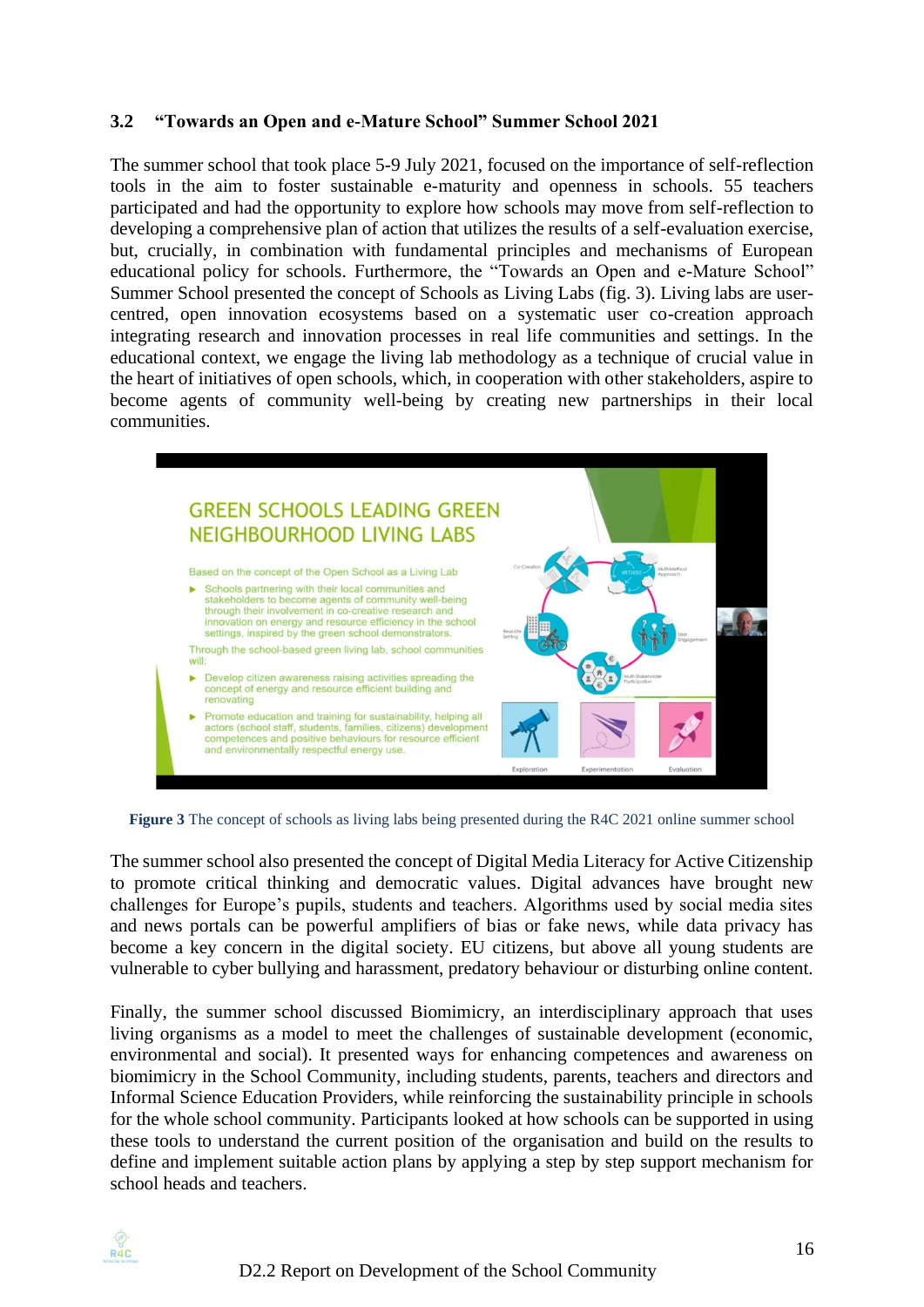### 3.2 "Towards an Open and e-Mature School" Summer School 2021

The summer school that took place 5-9 July 2021, focused on the importance of self-reflection tools in the aim to foster sustainable e-maturity and openness in schools. 55 teachers participated and had the opportunity to explore how schools may move from self-reflection to developing a comprehensive plan of action that utilizes the results of a self-evaluation exercise, but, crucially, in combination with fundamental principles and mechanisms of European educational policy for schools. Furthermore, the "Towards an Open and e-Mature School" Summer School presented the concept of Schools as Living Labs (fig. 3). Living labs are user-centred, open innovation ecosystems based on a systematic user co-creation approach integrating research and innovation processes in real life communities and settings. In the educational context, we engage the living lab methodology as a technique of crucial value in the heart of initiatives of open schools, which, in cooperation with other stakeholders, aspire to become agents of community well-being by creating new partnerships in their local communities.

**Figure 3** The concept of schools as living labs being presented during the R4C 2021 online summer school

The summer school also presented the concept of Digital Media Literacy for Active Citizenship to promote critical thinking and democratic values. Digital advances have brought new challenges for Europe's pupils, students and teachers. Algorithms used by social media sites and news portals can be powerful amplifiers of bias or fake news, while data privacy has become a key concern in the digital society. EU citizens, but above all young students are vulnerable to cyber bullying and harassment, predatory behaviour or disturbing online content.

Finally, the summer school discussed Biomimicry, an interdisciplinary approach that uses living organisms as a model to meet the challenges of sustainable development (economic, environmental and social). It presented ways for enhancing competences and awareness on biomimicry in the School Community, including students, parents, teachers and directors and Informal Science Education Providers, while reinforcing the sustainability principle in schools for the whole school community. Participants looked at how schools can be supported in using these tools to understand the current position of the organisation and build on the results to define and implement suitable action plans by applying a step by step support mechanism for school heads and teachers.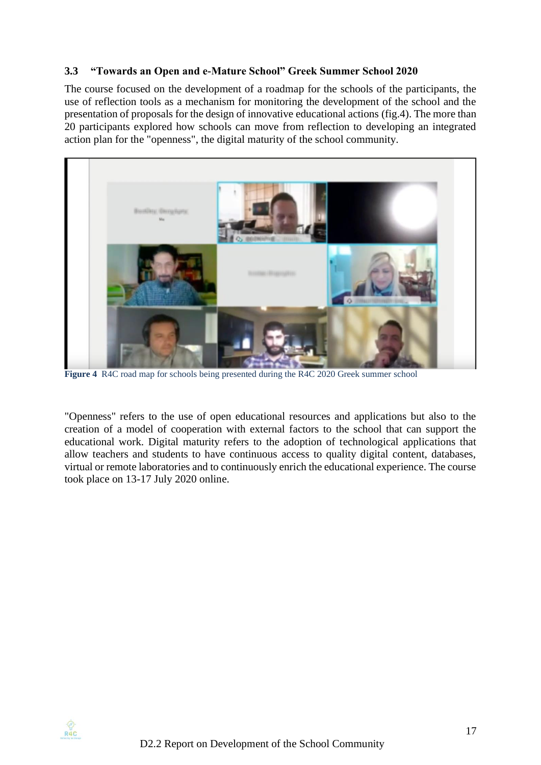### 3.3 "Towards an Open and e-Mature School" Greek Summer School 2020

The course focused on the development of a roadmap for the schools of the participants, the use of reflection tools as a mechanism for monitoring the development of the school and the presentation of proposals for the design of innovative educational actions (fig.4). The more than 20 participants explored how schools can move from reflection to developing an integrated action plan for the "openness", the digital maturity of the school community.

**Figure 4** R4C road map for schools being presented during the R4C 2020 Greek summer school

"Openness" refers to the use of open educational resources and applications but also to the creation of a model of cooperation with external factors to the school that can support the educational work. Digital maturity refers to the adoption of technological applications that allow teachers and students to have continuous access to quality digital content, databases, virtual or remote laboratories and to continuously enrich the educational experience. The course took place on 13-17 July 2020 online.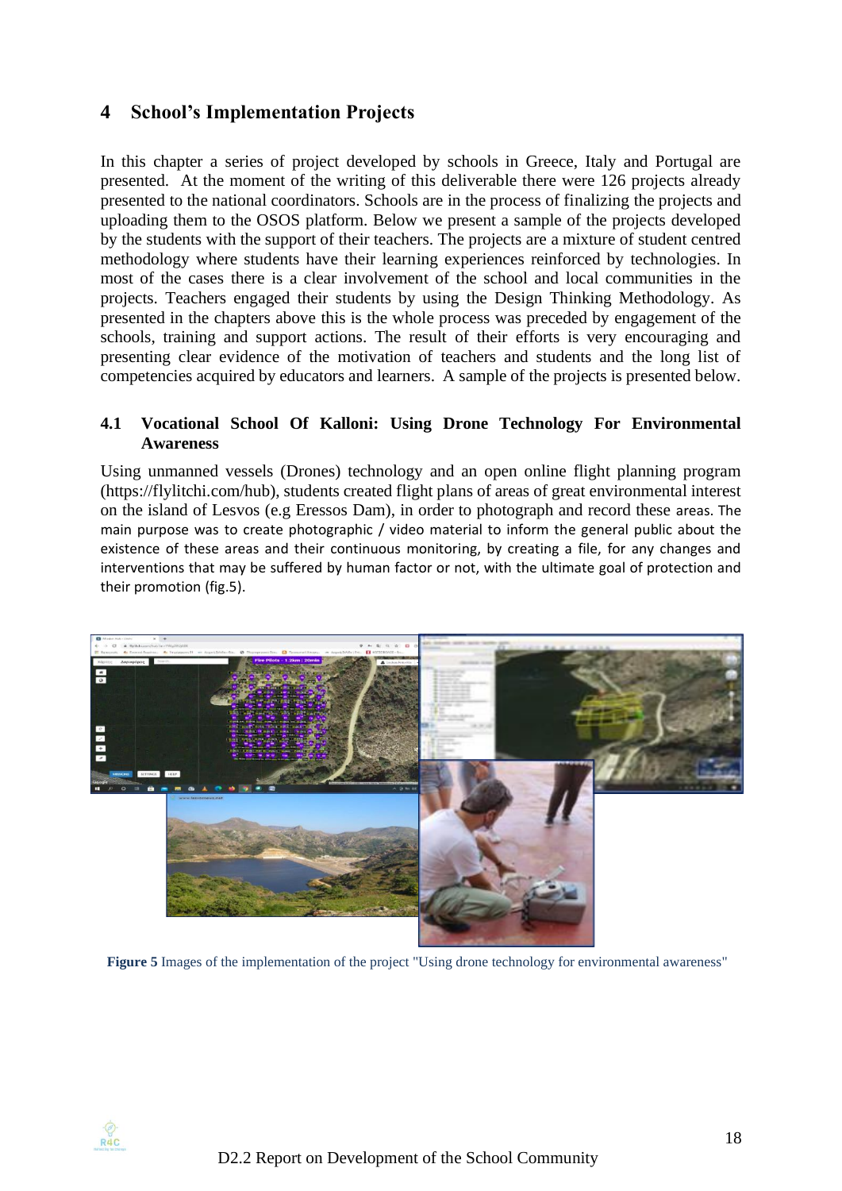# 4 School's Implementation Projects

In this chapter a series of project developed by schools in Greece, Italy and Portugal are presented. At the moment of the writing of this deliverable there were 126 projects already presented to the national coordinators. Schools are in the process of finalizing the projects and uploading them to the OSOS platform. Below we present a sample of the projects developed by the students with the support of their teachers. The projects are a mixture of student centred methodology where students have their learning experiences reinforced by technologies. In most of the cases there is a clear involvement of the school and local communities in the projects. Teachers engaged their students by using the Design Thinking Methodology. As presented in the chapters above this is the whole process was preceded by engagement of the schools, training and support actions. The result of their efforts is very encouraging and presenting clear evidence of the motivation of teachers and students and the long list of competencies acquired by educators and learners. A sample of the projects is presented below.

## 4.1 Vocational School Of Kalloni: Using Drone Technology For Environmental Awareness

Using unmanned vessels (Drones) technology and an open online flight planning program (https://flylitchi.com/hub), students created flight plans of areas of great environmental interest on the island of Lesvos (e.g Eressos Dam), in order to photograph and record these areas. The main purpose was to create photographic / video material to inform the general public about the existence of these areas and their continuous monitoring, by creating a file, for any changes and interventions that may be suffered by human factor or not, with the ultimate goal of protection and their promotion (fig.5).

**Figure 5** Images of the implementation of the project "Using drone technology for environmental awareness"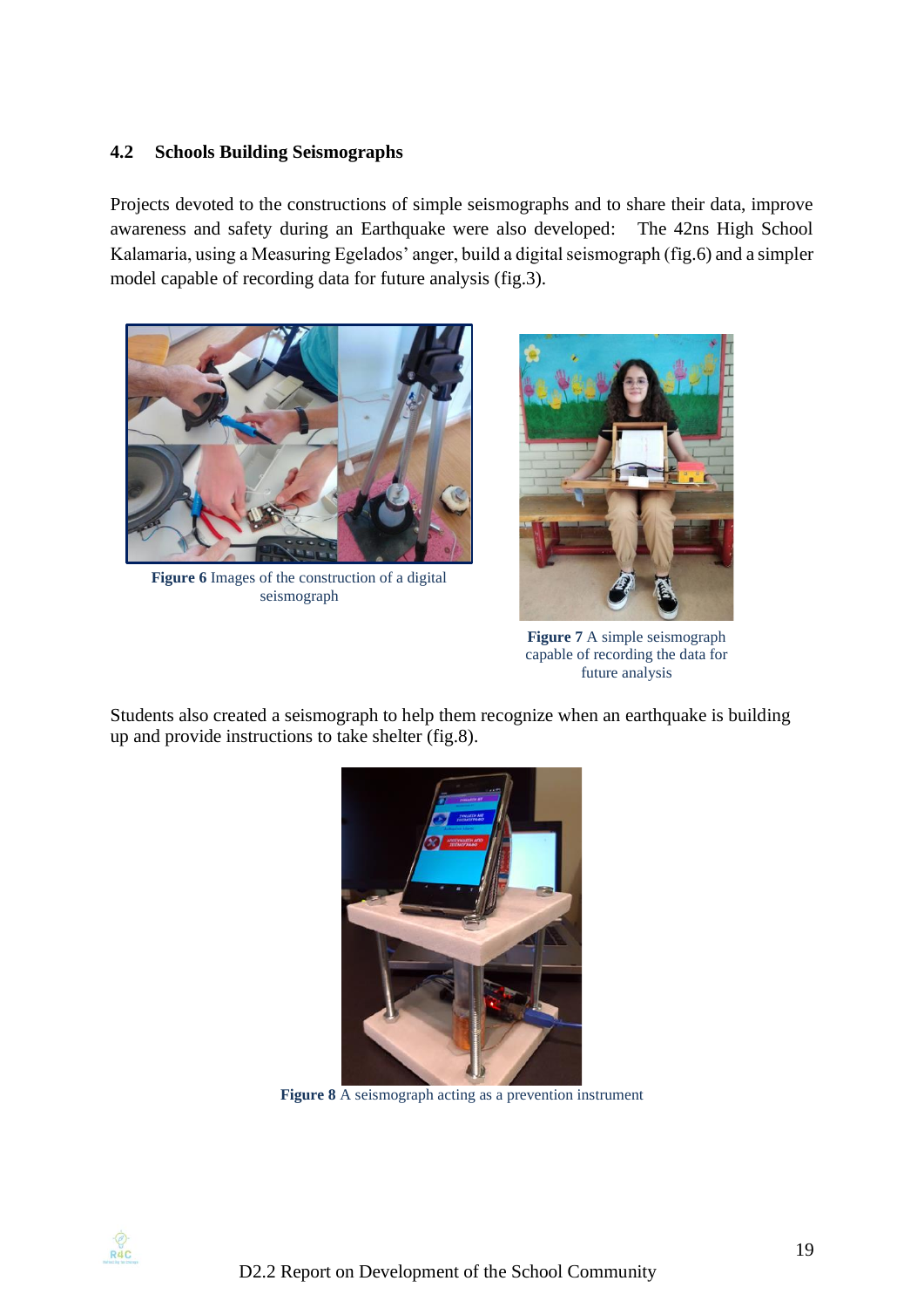### 4.2 Schools Building Seismographs

Projects devoted to the constructions of simple seismographs and to share their data, improve awareness and safety during an Earthquake were also developed: The 42ns High School Kalamaria, using a Measuring Egelados' anger, build a digital seismograph (fig.6) and a simpler model capable of recording data for future analysis (fig.3).

**Figure 6** Images of the construction of a digital seismograph

**Figure 7** A simple seismograph capable of recording the data for future analysis

Students also created a seismograph to help them recognize when an earthquake is building up and provide instructions to take shelter (fig.8).

**Figure 8** A seismograph acting as a prevention instrument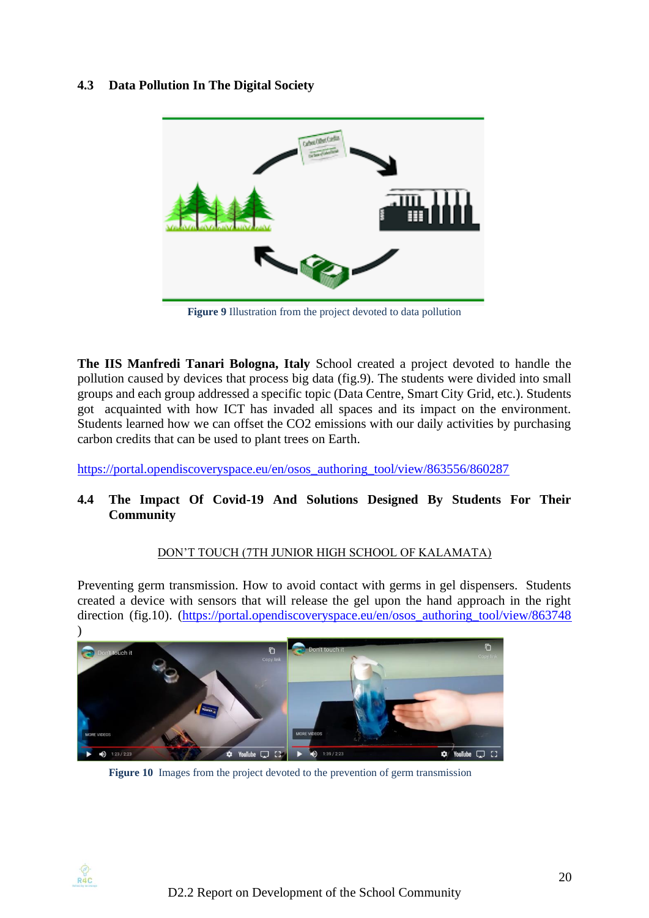### 4.3 Data Pollution In The Digital Society

Figure 9 Illustration from the project devoted to data pollution

**The IIS Manfredi Tanari Bologna, Italy** School created a project devoted to handle the pollution caused by devices that process big data (fig.9). The students were divided into small groups and each group addressed a specific topic (Data Centre, Smart City Grid, etc.). Students got acquainted with how ICT has invaded all spaces and its impact on the environment. Students learned how we can offset the CO2 emissions with our daily activities by purchasing carbon credits that can be used to plant trees on Earth.

https://portal.opendiscoveryspace.eu/en/osos_authoring_tool/view/863556/860287

### 4.4 The Impact Of Covid-19 And Solutions Designed By Students For Their Community

DON'T TOUCH (7TH JUNIOR HIGH SCHOOL OF KALAMATA)

Preventing germ transmission. How to avoid contact with germs in gel dispensers. Students created a device with sensors that will release the gel upon the hand approach in the right direction (fig.10). (https://portal.opendiscoveryspace.eu/en/osos_authoring_tool/view/863748 )

Figure 10 Images from the project devoted to the prevention of germ transmission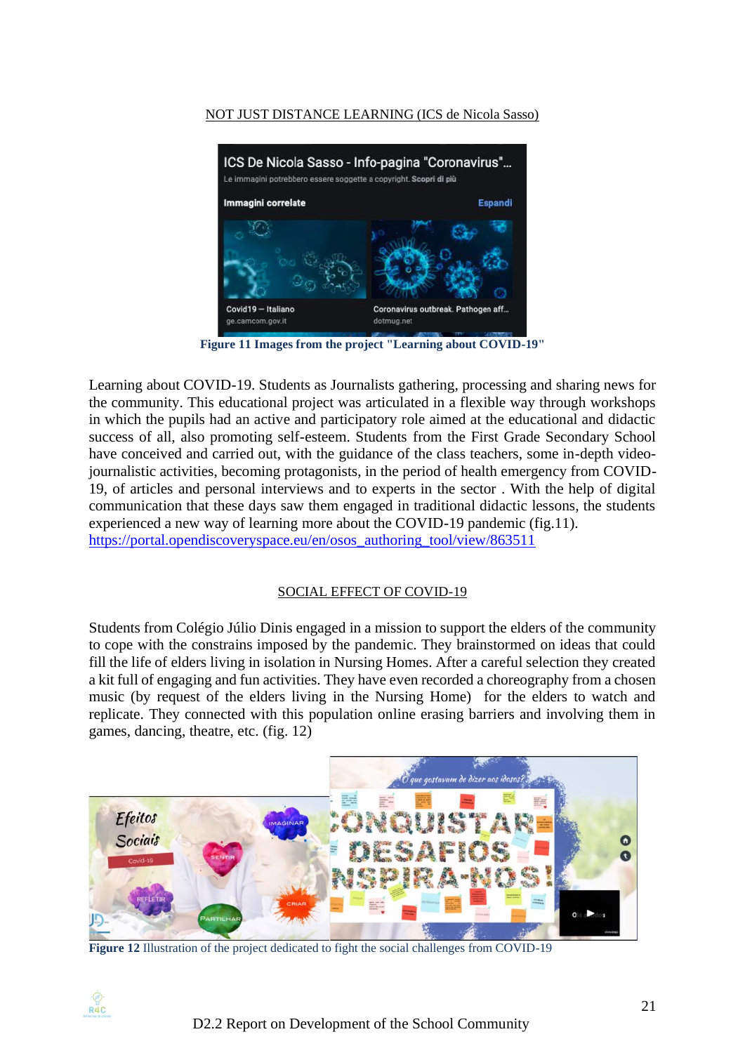NOT JUST DISTANCE LEARNING (ICS de Nicola Sasso)

Figure 11 Images from the project "Learning about COVID-19"

Learning about COVID-19. Students as Journalists gathering, processing and sharing news for the community. This educational project was articulated in a flexible way through workshops in which the pupils had an active and participatory role aimed at the educational and didactic success of all, also promoting self-esteem. Students from the First Grade Secondary School have conceived and carried out, with the guidance of the class teachers, some in-depth video-journalistic activities, becoming protagonists, in the period of health emergency from COVID-19, of articles and personal interviews and to experts in the sector . With the help of digital communication that these days saw them engaged in traditional didactic lessons, the students experienced a new way of learning more about the COVID-19 pandemic (fig.11).
https://portal.opendiscoveryspace.eu/en/osos_authoring_tool/view/863511

SOCIAL EFFECT OF COVID-19

Students from Colégio Júlio Dinis engaged in a mission to support the elders of the community to cope with the constrains imposed by the pandemic. They brainstormed on ideas that could fill the life of elders living in isolation in Nursing Homes. After a careful selection they created a kit full of engaging and fun activities. They have even recorded a choreography from a chosen music (by request of the elders living in the Nursing Home) for the elders to watch and replicate. They connected with this population online erasing barriers and involving them in games, dancing, theatre, etc. (fig. 12)

**Figure 12** Illustration of the project dedicated to fight the social challenges from COVID-19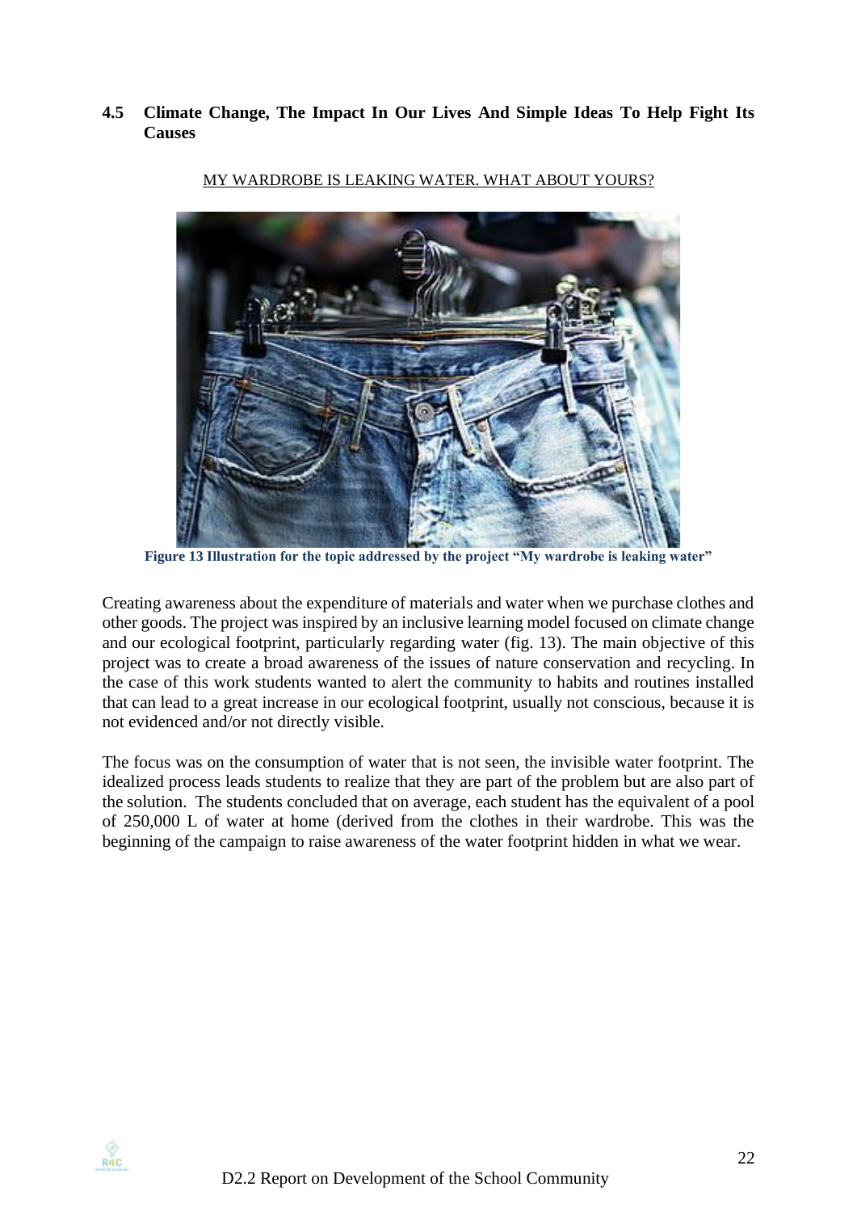## 4.5 Climate Change, The Impact In Our Lives And Simple Ideas To Help Fight Its Causes

MY WARDROBE IS LEAKING WATER. WHAT ABOUT YOURS?

**Figure 13 Illustration for the topic addressed by the project "My wardrobe is leaking water"**

Creating awareness about the expenditure of materials and water when we purchase clothes and other goods. The project was inspired by an inclusive learning model focused on climate change and our ecological footprint, particularly regarding water (fig. 13). The main objective of this project was to create a broad awareness of the issues of nature conservation and recycling. In the case of this work students wanted to alert the community to habits and routines installed that can lead to a great increase in our ecological footprint, usually not conscious, because it is not evidenced and/or not directly visible.

The focus was on the consumption of water that is not seen, the invisible water footprint. The idealized process leads students to realize that they are part of the problem but are also part of the solution. The students concluded that on average, each student has the equivalent of a pool of 250,000 L of water at home (derived from the clothes in their wardrobe. This was the beginning of the campaign to raise awareness of the water footprint hidden in what we wear.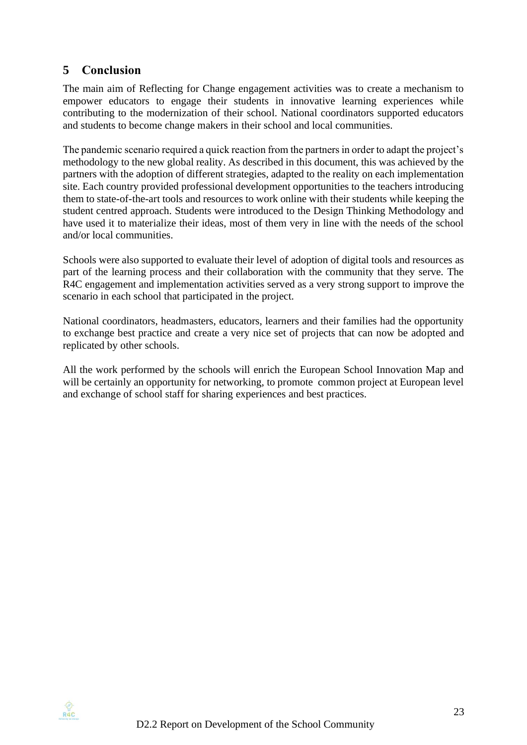## 5 Conclusion

The main aim of Reflecting for Change engagement activities was to create a mechanism to empower educators to engage their students in innovative learning experiences while contributing to the modernization of their school. National coordinators supported educators and students to become change makers in their school and local communities.

The pandemic scenario required a quick reaction from the partners in order to adapt the project's methodology to the new global reality. As described in this document, this was achieved by the partners with the adoption of different strategies, adapted to the reality on each implementation site. Each country provided professional development opportunities to the teachers introducing them to state-of-the-art tools and resources to work online with their students while keeping the student centred approach. Students were introduced to the Design Thinking Methodology and have used it to materialize their ideas, most of them very in line with the needs of the school and/or local communities.

Schools were also supported to evaluate their level of adoption of digital tools and resources as part of the learning process and their collaboration with the community that they serve. The R4C engagement and implementation activities served as a very strong support to improve the scenario in each school that participated in the project.

National coordinators, headmasters, educators, learners and their families had the opportunity to exchange best practice and create a very nice set of projects that can now be adopted and replicated by other schools.

All the work performed by the schools will enrich the European School Innovation Map and will be certainly an opportunity for networking, to promote common project at European level and exchange of school staff for sharing experiences and best practices.